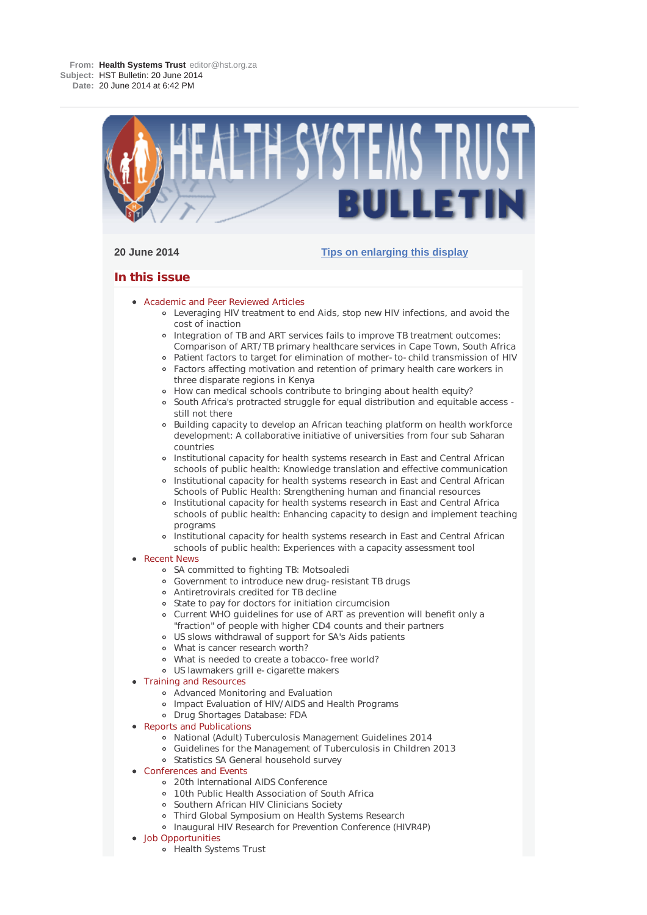**From:** Health Systems Trust editor@hst.org.za
**Subject:** HST Bulletin: 20 June 2014
**Date:** 20 June 2014 at 6:42 PM

# HEALTH SYSTEMS TRUST BULLETIN

**20 June 2014** [Tips on enlarging this display]

## In this issue

- Academic and Peer Reviewed Articles
  - Leveraging HIV treatment to end Aids, stop new HIV infections, and avoid the cost of inaction
  - Integration of TB and ART services fails to improve TB treatment outcomes: Comparison of ART/TB primary healthcare services in Cape Town, South Africa
  - Patient factors to target for elimination of mother-to-child transmission of HIV
  - Factors affecting motivation and retention of primary health care workers in three disparate regions in Kenya
  - How can medical schools contribute to bringing about health equity?
  - South Africa's protracted struggle for equal distribution and equitable access - still not there
  - Building capacity to develop an African teaching platform on health workforce development: A collaborative initiative of universities from four sub Saharan countries
  - Institutional capacity for health systems research in East and Central African schools of public health: Knowledge translation and effective communication
  - Institutional capacity for health systems research in East and Central African Schools of Public Health: Strengthening human and financial resources
  - Institutional capacity for health systems research in East and Central Africa schools of public health: Enhancing capacity to design and implement teaching programs
  - Institutional capacity for health systems research in East and Central African schools of public health: Experiences with a capacity assessment tool
- Recent News
  - SA committed to fighting TB: Motsoaledi
  - Government to introduce new drug-resistant TB drugs
  - Antiretrovirals credited for TB decline
  - State to pay for doctors for initiation circumcision
  - Current WHO guidelines for use of ART as prevention will benefit only a "fraction" of people with higher CD4 counts and their partners
  - US slows withdrawal of support for SA's Aids patients
  - What is cancer research worth?
  - What is needed to create a tobacco-free world?
  - US lawmakers grill e-cigarette makers
- Training and Resources
  - Advanced Monitoring and Evaluation
  - Impact Evaluation of HIV/AIDS and Health Programs
  - Drug Shortages Database: FDA
- Reports and Publications
  - National (Adult) Tuberculosis Management Guidelines 2014
  - Guidelines for the Management of Tuberculosis in Children 2013
  - Statistics SA General household survey
- Conferences and Events
  - 20th International AIDS Conference
  - 10th Public Health Association of South Africa
  - Southern African HIV Clinicians Society
  - Third Global Symposium on Health Systems Research
  - Inaugural HIV Research for Prevention Conference (HIVR4P)
- Job Opportunities
  - Health Systems Trust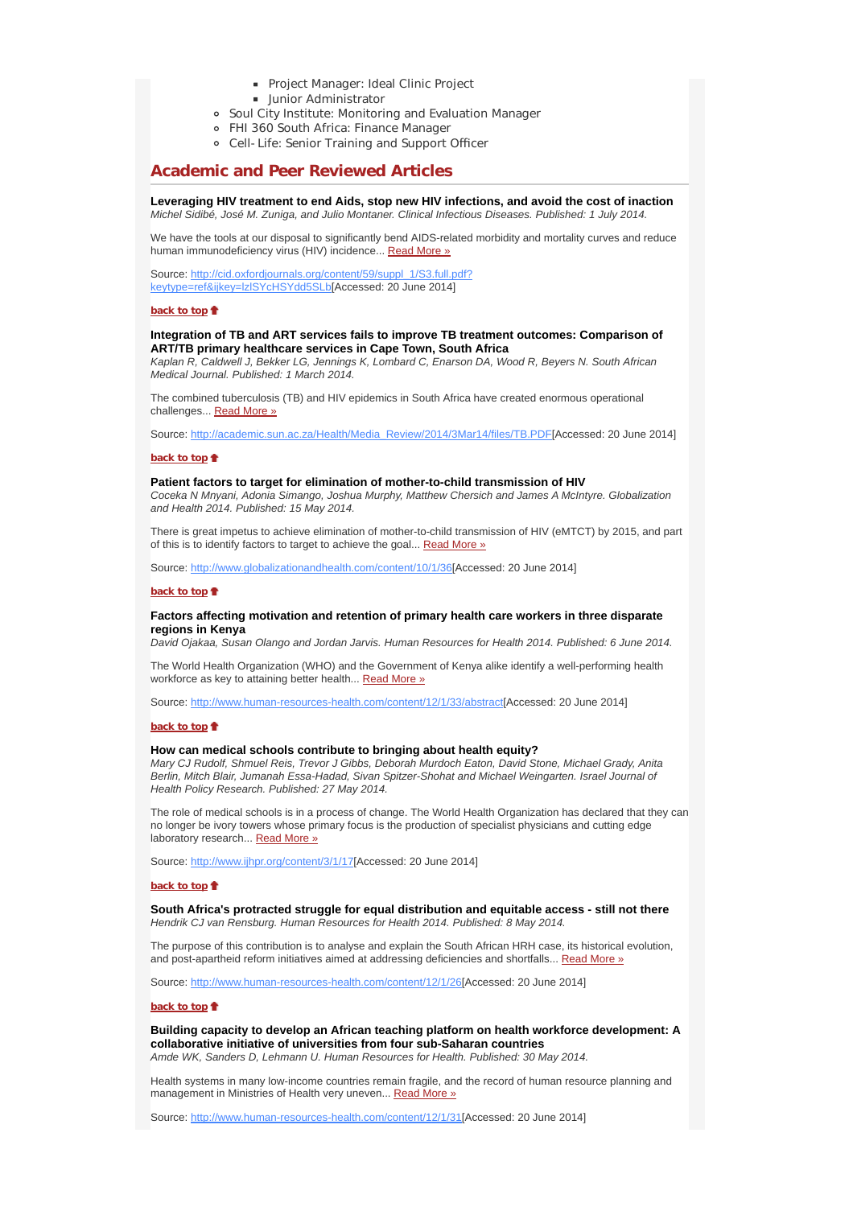- Project Manager: Ideal Clinic Project
        - Junior Administrator
    - Soul City Institute: Monitoring and Evaluation Manager
    - FHI 360 South Africa: Finance Manager
    - Cell- Life: Senior Training and Support Officer

## Academic and Peer Reviewed Articles

**Leveraging HIV treatment to end Aids, stop new HIV infections, and avoid the cost of inaction**
*Michel Sidibé, José M. Zuniga, and Julio Montaner. Clinical Infectious Diseases. Published: 1 July 2014.*

We have the tools at our disposal to significantly bend AIDS-related morbidity and mortality curves and reduce human immunodeficiency virus (HIV) incidence... Read More »

Source: http://cid.oxfordjournals.org/content/59/suppl_1/S3.full.pdf?keytype=ref&ijkey=lzlSYcHSYdd5SLb[Accessed: 20 June 2014]

**back to top**

**Integration of TB and ART services fails to improve TB treatment outcomes: Comparison of ART/TB primary healthcare services in Cape Town, South Africa**
*Kaplan R, Caldwell J, Bekker LG, Jennings K, Lombard C, Enarson DA, Wood R, Beyers N. South African Medical Journal. Published: 1 March 2014.*

The combined tuberculosis (TB) and HIV epidemics in South Africa have created enormous operational challenges... Read More »

Source: http://academic.sun.ac.za/Health/Media_Review/2014/3Mar14/files/TB.PDF[Accessed: 20 June 2014]

**back to top**

**Patient factors to target for elimination of mother-to-child transmission of HIV**
*Coceka N Mnyani, Adonia Simango, Joshua Murphy, Matthew Chersich and James A McIntyre. Globalization and Health 2014. Published: 15 May 2014.*

There is great impetus to achieve elimination of mother-to-child transmission of HIV (eMTCT) by 2015, and part of this is to identify factors to target to achieve the goal... Read More »

Source: http://www.globalizationandhealth.com/content/10/1/36[Accessed: 20 June 2014]

**back to top**

**Factors affecting motivation and retention of primary health care workers in three disparate regions in Kenya**
*David Ojakaa, Susan Olango and Jordan Jarvis. Human Resources for Health 2014. Published: 6 June 2014.*

The World Health Organization (WHO) and the Government of Kenya alike identify a well-performing health workforce as key to attaining better health... Read More »

Source: http://www.human-resources-health.com/content/12/1/33/abstract[Accessed: 20 June 2014]

**back to top**

**How can medical schools contribute to bringing about health equity?**
*Mary CJ Rudolf, Shmuel Reis, Trevor J Gibbs, Deborah Murdoch Eaton, David Stone, Michael Grady, Anita Berlin, Mitch Blair, Jumanah Essa-Hadad, Sivan Spitzer-Shohat and Michael Weingarten. Israel Journal of Health Policy Research. Published: 27 May 2014.*

The role of medical schools is in a process of change. The World Health Organization has declared that they can no longer be ivory towers whose primary focus is the production of specialist physicians and cutting edge laboratory research... Read More »

Source: http://www.ijhpr.org/content/3/1/17[Accessed: 20 June 2014]

**back to top**

**South Africa's protracted struggle for equal distribution and equitable access - still not there**
*Hendrik CJ van Rensburg. Human Resources for Health 2014. Published: 8 May 2014.*

The purpose of this contribution is to analyse and explain the South African HRH case, its historical evolution, and post-apartheid reform initiatives aimed at addressing deficiencies and shortfalls... Read More »

Source: http://www.human-resources-health.com/content/12/1/26[Accessed: 20 June 2014]

**back to top**

**Building capacity to develop an African teaching platform on health workforce development: A collaborative initiative of universities from four sub-Saharan countries**
*Amde WK, Sanders D, Lehmann U. Human Resources for Health. Published: 30 May 2014.*

Health systems in many low-income countries remain fragile, and the record of human resource planning and management in Ministries of Health very uneven... Read More »

Source: http://www.human-resources-health.com/content/12/1/31[Accessed: 20 June 2014]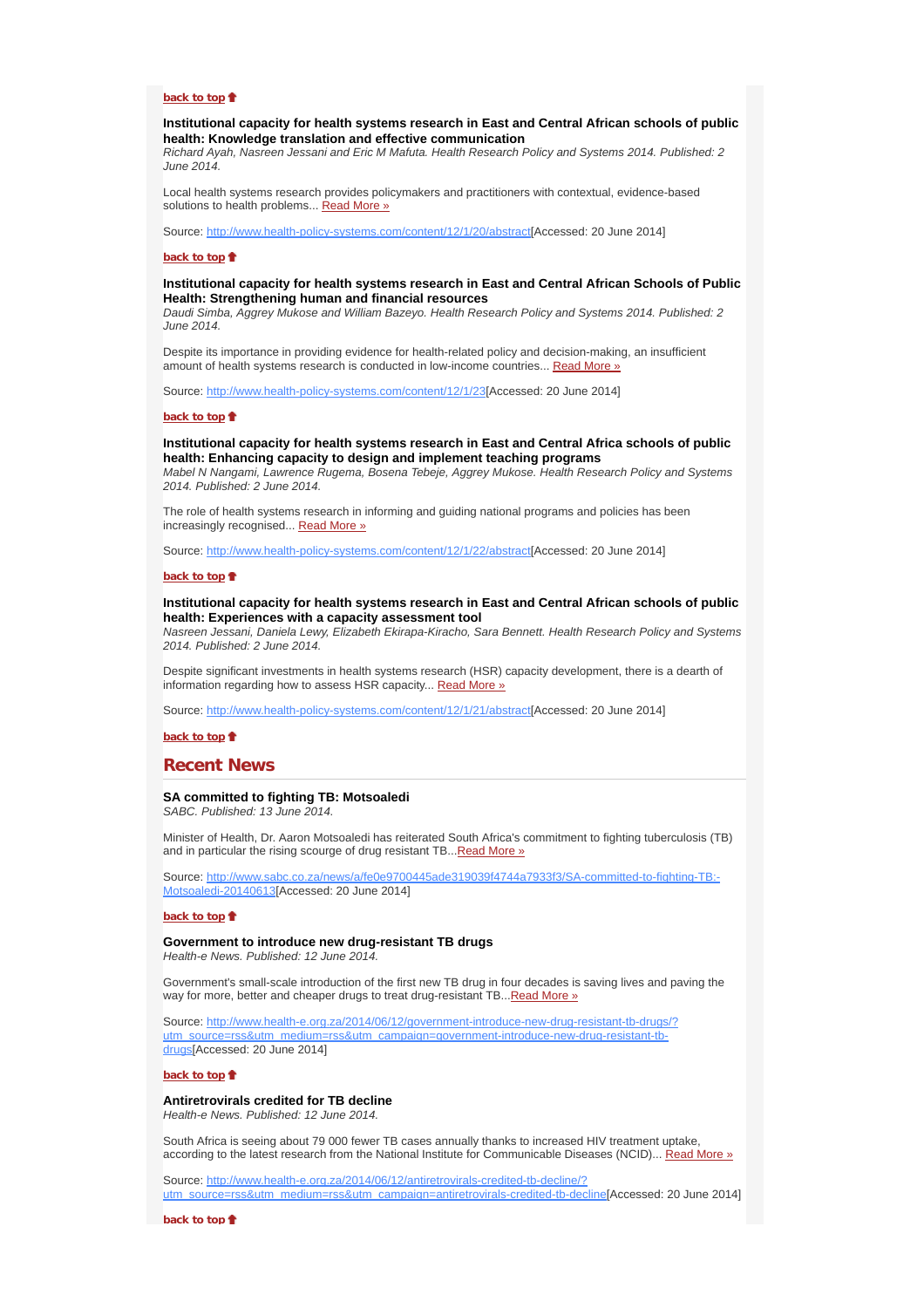**back to top**

**Institutional capacity for health systems research in East and Central African schools of public health: Knowledge translation and effective communication**
*Richard Ayah, Nasreen Jessani and Eric M Mafuta. Health Research Policy and Systems 2014. Published: 2 June 2014.*

Local health systems research provides policymakers and practitioners with contextual, evidence-based solutions to health problems... Read More »

Source: http://www.health-policy-systems.com/content/12/1/20/abstract[Accessed: 20 June 2014]

**back to top**

**Institutional capacity for health systems research in East and Central African Schools of Public Health: Strengthening human and financial resources**
*Daudi Simba, Aggrey Mukose and William Bazeyo. Health Research Policy and Systems 2014. Published: 2 June 2014.*

Despite its importance in providing evidence for health-related policy and decision-making, an insufficient amount of health systems research is conducted in low-income countries... Read More »

Source: http://www.health-policy-systems.com/content/12/1/23[Accessed: 20 June 2014]

**back to top**

**Institutional capacity for health systems research in East and Central Africa schools of public health: Enhancing capacity to design and implement teaching programs**
*Mabel N Nangami, Lawrence Rugema, Bosena Tebeje, Aggrey Mukose. Health Research Policy and Systems 2014. Published: 2 June 2014.*

The role of health systems research in informing and guiding national programs and policies has been increasingly recognised... Read More »

Source: http://www.health-policy-systems.com/content/12/1/22/abstract[Accessed: 20 June 2014]

**back to top**

**Institutional capacity for health systems research in East and Central African schools of public health: Experiences with a capacity assessment tool**
*Nasreen Jessani, Daniela Lewy, Elizabeth Ekirapa-Kiracho, Sara Bennett. Health Research Policy and Systems 2014. Published: 2 June 2014.*

Despite significant investments in health systems research (HSR) capacity development, there is a dearth of information regarding how to assess HSR capacity... Read More »

Source: http://www.health-policy-systems.com/content/12/1/21/abstract[Accessed: 20 June 2014]

**back to top**

## Recent News

**SA committed to fighting TB: Motsoaledi**
*SABC. Published: 13 June 2014.*

Minister of Health, Dr. Aaron Motsoaledi has reiterated South Africa's commitment to fighting tuberculosis (TB) and in particular the rising scourge of drug resistant TB...Read More »

Source: http://www.sabc.co.za/news/a/fe0e9700445ade319039f4744a7933f3/SA-committed-to-fighting-TB:-Motsoaledi-20140613[Accessed: 20 June 2014]

**back to top**

**Government to introduce new drug-resistant TB drugs**
*Health-e News. Published: 12 June 2014.*

Government's small-scale introduction of the first new TB drug in four decades is saving lives and paving the way for more, better and cheaper drugs to treat drug-resistant TB...Read More »

Source: http://www.health-e.org.za/2014/06/12/government-introduce-new-drug-resistant-tb-drugs/?utm_source=rss&utm_medium=rss&utm_campaign=government-introduce-new-drug-resistant-tb-drugs[Accessed: 20 June 2014]

**back to top**

**Antiretrovirals credited for TB decline**
*Health-e News. Published: 12 June 2014.*

South Africa is seeing about 79 000 fewer TB cases annually thanks to increased HIV treatment uptake, according to the latest research from the National Institute for Communicable Diseases (NCID)... Read More »

Source: http://www.health-e.org.za/2014/06/12/antiretrovirals-credited-tb-decline/?utm_source=rss&utm_medium=rss&utm_campaign=antiretrovirals-credited-tb-decline[Accessed: 20 June 2014]

**back to top**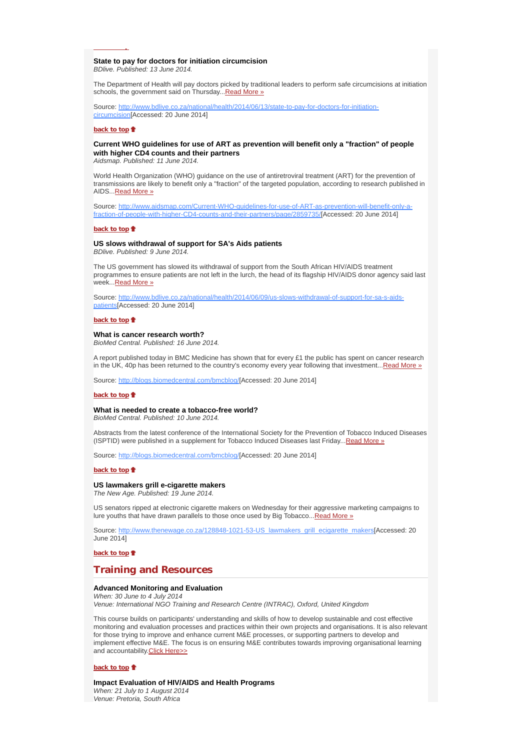### State to pay for doctors for initiation circumcision

*BDlive. Published: 13 June 2014.*

The Department of Health will pay doctors picked by traditional leaders to perform safe circumcisions at initiation schools, the government said on Thursday...[Read More »]

Source: http://www.bdlive.co.za/national/health/2014/06/13/state-to-pay-for-doctors-for-initiation-circumcision[Accessed: 20 June 2014]

**back to top**

### Current WHO guidelines for use of ART as prevention will benefit only a "fraction" of people with higher CD4 counts and their partners

*Aidsmap. Published: 11 June 2014.*

World Health Organization (WHO) guidance on the use of antiretroviral treatment (ART) for the prevention of transmissions are likely to benefit only a "fraction" of the targeted population, according to research published in AIDS...[Read More »]

Source: http://www.aidsmap.com/Current-WHO-guidelines-for-use-of-ART-as-prevention-will-benefit-only-a-fraction-of-people-with-higher-CD4-counts-and-their-partners/page/2859735/[Accessed: 20 June 2014]

**back to top**

### US slows withdrawal of support for SA's Aids patients

*BDlive. Published: 9 June 2014.*

The US government has slowed its withdrawal of support from the South African HIV/AIDS treatment programmes to ensure patients are not left in the lurch, the head of its flagship HIV/AIDS donor agency said last week...[Read More »]

Source: http://www.bdlive.co.za/national/health/2014/06/09/us-slows-withdrawal-of-support-for-sa-s-aids-patients[Accessed: 20 June 2014]

**back to top**

### What is cancer research worth?

*BioMed Central. Published: 16 June 2014.*

A report published today in BMC Medicine has shown that for every £1 the public has spent on cancer research in the UK, 40p has been returned to the country's economy every year following that investment...[Read More »]

Source: http://blogs.biomedcentral.com/bmcblog/[Accessed: 20 June 2014]

**back to top**

### What is needed to create a tobacco-free world?

*BioMed Central. Published: 10 June 2014.*

Abstracts from the latest conference of the International Society for the Prevention of Tobacco Induced Diseases (ISPTID) were published in a supplement for Tobacco Induced Diseases last Friday...[Read More »]

Source: http://blogs.biomedcentral.com/bmcblog/[Accessed: 20 June 2014]

**back to top**

### US lawmakers grill e-cigarette makers

*The New Age. Published: 19 June 2014.*

US senators ripped at electronic cigarette makers on Wednesday for their aggressive marketing campaigns to lure youths that have drawn parallels to those once used by Big Tobacco...[Read More »]

Source: http://www.thenewage.co.za/128848-1021-53-US_lawmakers_grill_ecigarette_makers[Accessed: 20 June 2014]

**back to top**

## Training and Resources

### Advanced Monitoring and Evaluation

*When: 30 June to 4 July 2014*
*Venue: International NGO Training and Research Centre (INTRAC), Oxford, United Kingdom*

This course builds on participants' understanding and skills of how to develop sustainable and cost effective monitoring and evaluation processes and practices within their own projects and organisations. It is also relevant for those trying to improve and enhance current M&E processes, or supporting partners to develop and implement effective M&E. The focus is on ensuring M&E contributes towards improving organisational learning and accountability.[Click Here>>]

**back to top**

### Impact Evaluation of HIV/AIDS and Health Programs

*When: 21 July to 1 August 2014*
*Venue: Pretoria, South Africa*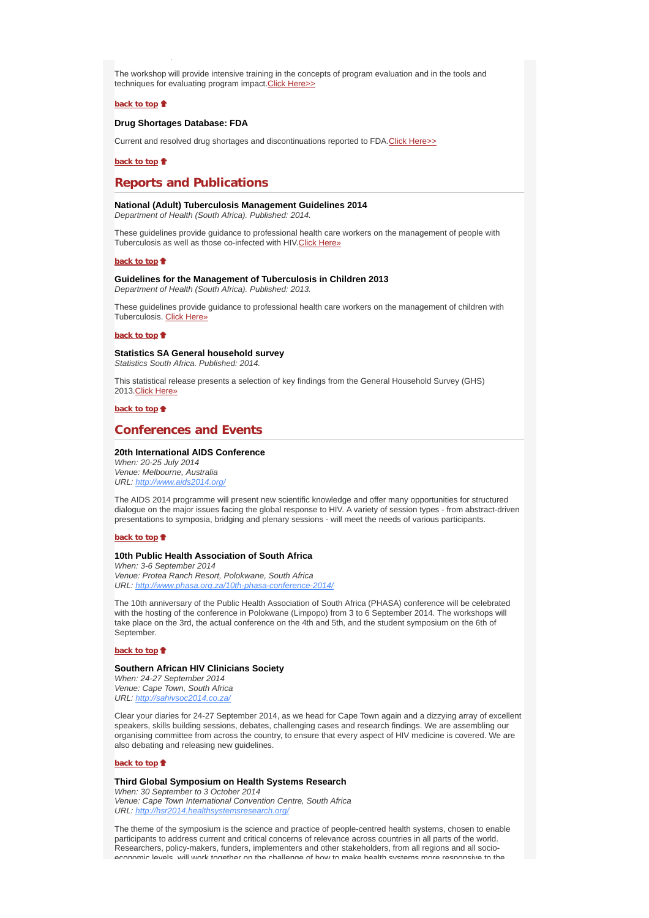The workshop will provide intensive training in the concepts of program evaluation and in the tools and techniques for evaluating program impact.Click Here>>

**back to top** ⬆

**Drug Shortages Database: FDA**

Current and resolved drug shortages and discontinuations reported to FDA.Click Here>>

**back to top** ⬆

## Reports and Publications

**National (Adult) Tuberculosis Management Guidelines 2014**
*Department of Health (South Africa). Published: 2014.*

These guidelines provide guidance to professional health care workers on the management of people with Tuberculosis as well as those co-infected with HIV.Click Here»

**back to top** ⬆

**Guidelines for the Management of Tuberculosis in Children 2013**
*Department of Health (South Africa). Published: 2013.*

These guidelines provide guidance to professional health care workers on the management of children with Tuberculosis. Click Here»

**back to top** ⬆

**Statistics SA General household survey**
*Statistics South Africa. Published: 2014.*

This statistical release presents a selection of key findings from the General Household Survey (GHS) 2013.Click Here»

**back to top** ⬆

## Conferences and Events

**20th International AIDS Conference**
*When: 20-25 July 2014*
*Venue: Melbourne, Australia*
*URL: http://www.aids2014.org/*

The AIDS 2014 programme will present new scientific knowledge and offer many opportunities for structured dialogue on the major issues facing the global response to HIV. A variety of session types - from abstract-driven presentations to symposia, bridging and plenary sessions - will meet the needs of various participants.

**back to top** ⬆

**10th Public Health Association of South Africa**
*When: 3-6 September 2014*
*Venue: Protea Ranch Resort, Polokwane, South Africa*
*URL: http://www.phasa.org.za/10th-phasa-conference-2014/*

The 10th anniversary of the Public Health Association of South Africa (PHASA) conference will be celebrated with the hosting of the conference in Polokwane (Limpopo) from 3 to 6 September 2014. The workshops will take place on the 3rd, the actual conference on the 4th and 5th, and the student symposium on the 6th of September.

**back to top** ⬆

**Southern African HIV Clinicians Society**
*When: 24-27 September 2014*
*Venue: Cape Town, South Africa*
*URL: http://sahivsoc2014.co.za/*

Clear your diaries for 24-27 September 2014, as we head for Cape Town again and a dizzying array of excellent speakers, skills building sessions, debates, challenging cases and research findings. We are assembling our organising committee from across the country, to ensure that every aspect of HIV medicine is covered. We are also debating and releasing new guidelines.

**back to top** ⬆

**Third Global Symposium on Health Systems Research**
*When: 30 September to 3 October 2014*
*Venue: Cape Town International Convention Centre, South Africa*
*URL: http://hsr2014.healthsystemsresearch.org/*

The theme of the symposium is the science and practice of people-centred health systems, chosen to enable participants to address current and critical concerns of relevance across countries in all parts of the world. Researchers, policy-makers, funders, implementers and other stakeholders, from all regions and all socio-economic levels, will work together on the challenge of how to make health systems more responsive to the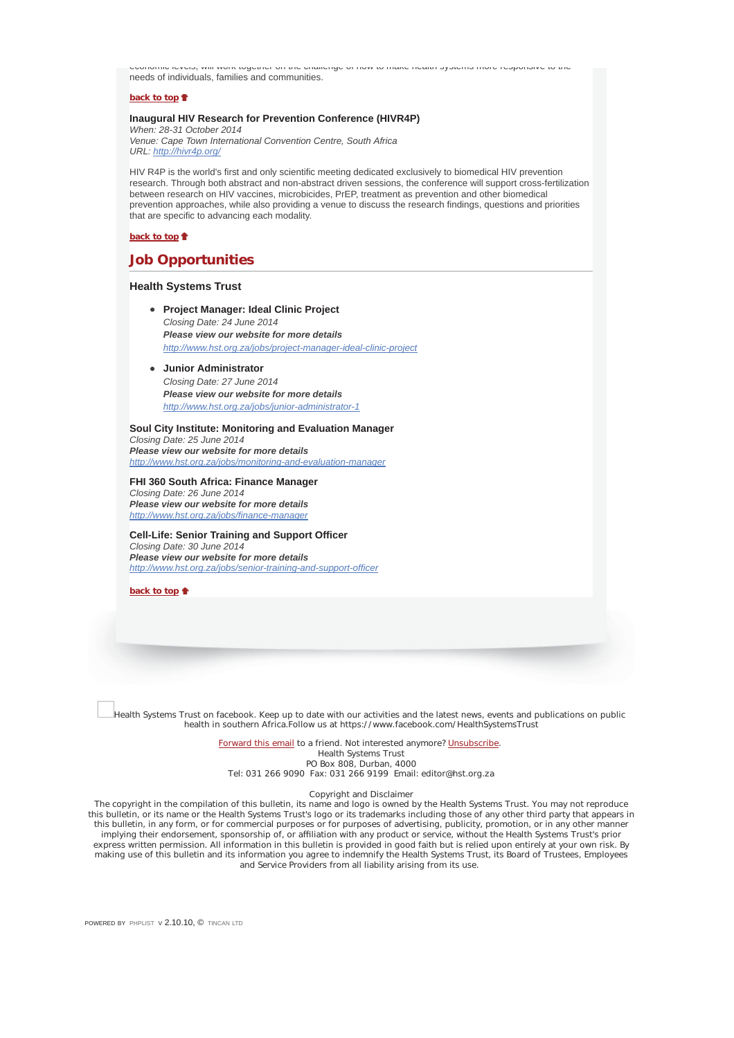economic levels, will work together on the challenge of how to make health systems more responsive to the needs of individuals, families and communities.

back to top

**Inaugural HIV Research for Prevention Conference (HIVR4P)**
*When: 28-31 October 2014*
*Venue: Cape Town International Convention Centre, South Africa*
*URL: http://hivr4p.org/*

HIV R4P is the world's first and only scientific meeting dedicated exclusively to biomedical HIV prevention research. Through both abstract and non-abstract driven sessions, the conference will support cross-fertilization between research on HIV vaccines, microbicides, PrEP, treatment as prevention and other biomedical prevention approaches, while also providing a venue to discuss the research findings, questions and priorities that are specific to advancing each modality.

back to top

## Job Opportunities

### Health Systems Trust

- **Project Manager: Ideal Clinic Project**
  *Closing Date: 24 June 2014*
  ***Please view our website for more details***
  *http://www.hst.org.za/jobs/project-manager-ideal-clinic-project*
- **Junior Administrator**
  *Closing Date: 27 June 2014*
  ***Please view our website for more details***
  *http://www.hst.org.za/jobs/junior-administrator-1*

**Soul City Institute: Monitoring and Evaluation Manager**
*Closing Date: 25 June 2014*
***Please view our website for more details***
*http://www.hst.org.za/jobs/monitoring-and-evaluation-manager*

**FHI 360 South Africa: Finance Manager**
*Closing Date: 26 June 2014*
***Please view our website for more details***
*http://www.hst.org.za/jobs/finance-manager*

**Cell-Life: Senior Training and Support Officer**
*Closing Date: 30 June 2014*
***Please view our website for more details***
*http://www.hst.org.za/jobs/senior-training-and-support-officer*

back to top

Health Systems Trust on facebook. Keep up to date with our activities and the latest news, events and publications on public health in southern Africa.Follow us at https://www.facebook.com/HealthSystemsTrust

Forward this email to a friend. Not interested anymore? Unsubscribe.
Health Systems Trust
PO Box 808, Durban, 4000
Tel: 031 266 9090 Fax: 031 266 9199 Email: editor@hst.org.za

Copyright and Disclaimer
The copyright in the compilation of this bulletin, its name and logo is owned by the Health Systems Trust. You may not reproduce this bulletin, or its name or the Health Systems Trust's logo or its trademarks including those of any other third party that appears in this bulletin, in any form, or for commercial purposes or for purposes of advertising, publicity, promotion, or in any other manner implying their endorsement, sponsorship of, or affiliation with any product or service, without the Health Systems Trust's prior express written permission. All information in this bulletin is provided in good faith but is relied upon entirely at your own risk. By making use of this bulletin and its information you agree to indemnify the Health Systems Trust, its Board of Trustees, Employees and Service Providers from all liability arising from its use.

POWERED BY PHPLIST v 2.10.10, © TINCAN LTD